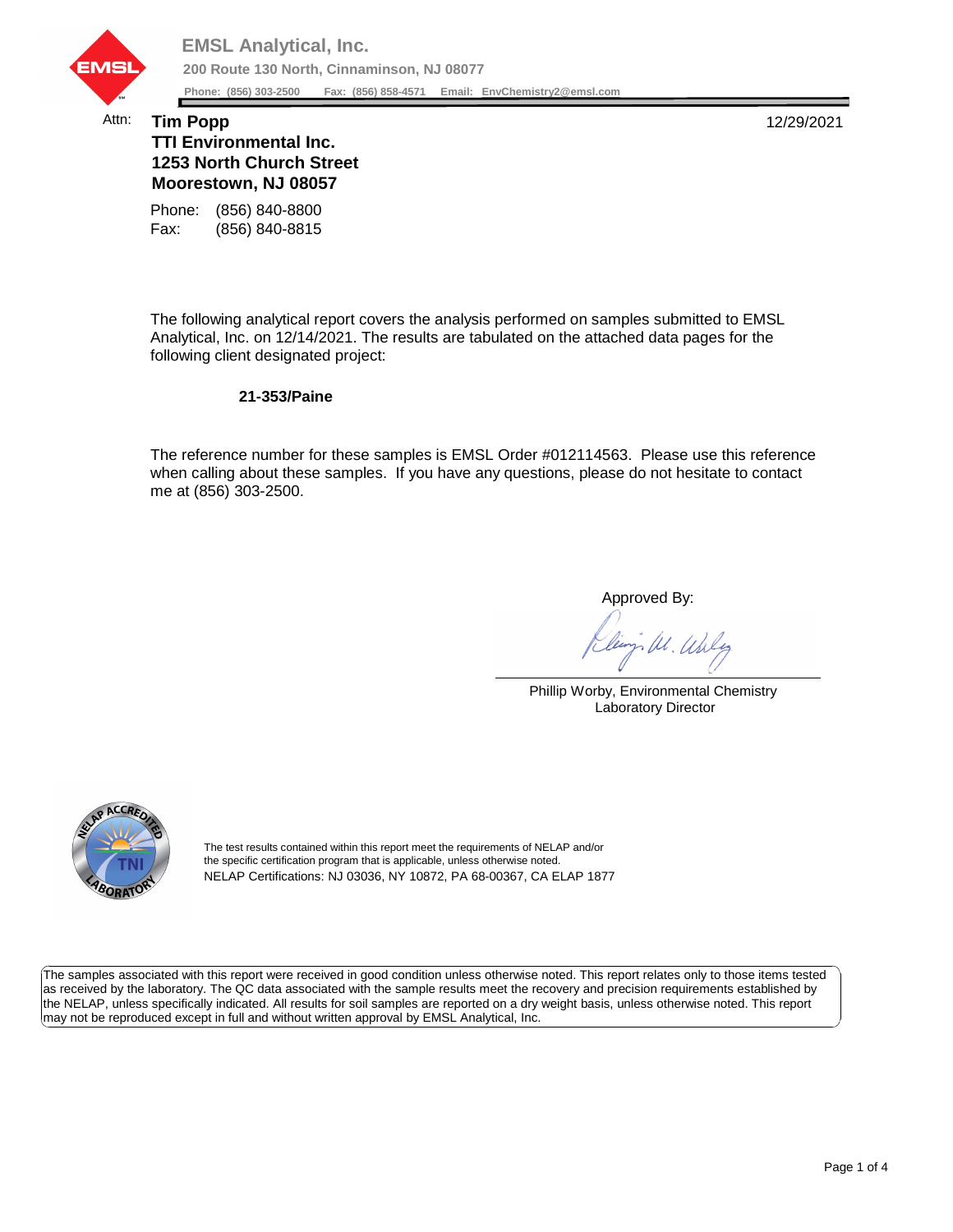**EMSL Analytical, Inc.**

**200 Route 130 North, Cinnaminson, NJ 08077**

**Phone: (856) 303-2500 Fax: (856) 858-4571 Email: EnvChemistry2@emsl.com**

Attn: **Tim Popp**
**TTI Environmental Inc.**
**1253 North Church Street**
**Moorestown, NJ 08057**

12/29/2021

Phone: (856) 840-8800
Fax: (856) 840-8815

The following analytical report covers the analysis performed on samples submitted to EMSL Analytical, Inc. on 12/14/2021. The results are tabulated on the attached data pages for the following client designated project:

**21-353/Paine**

The reference number for these samples is EMSL Order #012114563. Please use this reference when calling about these samples. If you have any questions, please do not hesitate to contact me at (856) 303-2500.

Approved By:

Phillip Worby, Environmental Chemistry
Laboratory Director

The test results contained within this report meet the requirements of NELAP and/or the specific certification program that is applicable, unless otherwise noted.
NELAP Certifications: NJ 03036, NY 10872, PA 68-00367, CA ELAP 1877

The samples associated with this report were received in good condition unless otherwise noted. This report relates only to those items tested as received by the laboratory. The QC data associated with the sample results meet the recovery and precision requirements established by the NELAP, unless specifically indicated. All results for soil samples are reported on a dry weight basis, unless otherwise noted. This report may not be reproduced except in full and without written approval by EMSL Analytical, Inc.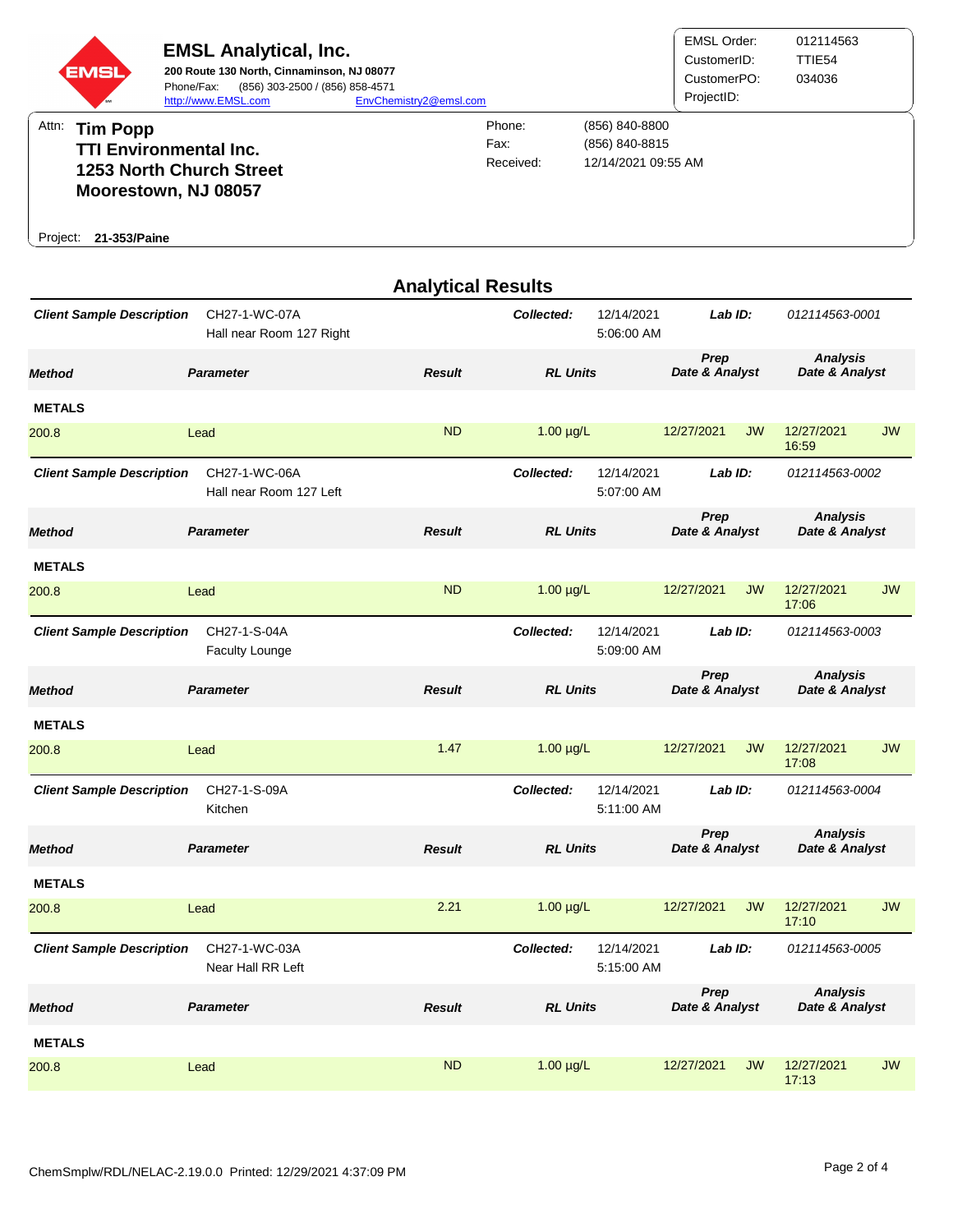**EMSL Analytical, Inc.**
**200 Route 130 North, Cinnaminson, NJ 08077**
Phone/Fax: (856) 303-2500 / (856) 858-4571
http://www.EMSL.com EnvChemistry2@emsl.com

| | |
|---|---|
| EMSL Order: | 012114563 |
| CustomerID: | TTIE54 |
| CustomerPO: | 034036 |
| ProjectID: | |

Attn: **Tim Popp**
**TTI Environmental Inc.**
**1253 North Church Street**
**Moorestown, NJ 08057**

| | |
|---|---|
| Phone: | (856) 840-8800 |
| Fax: | (856) 840-8815 |
| Received: | 12/14/2021 09:55 AM |

Project: **21-353/Paine**

## Analytical Results

***Client Sample Description*** CH27-1-WC-07A Hall near Room 127 Right — ***Collected:*** 12/14/2021 5:06:00 AM — ***Lab ID:*** *012114563-0001*

| Method | Parameter | Result | RL Units | Prep Date & Analyst | | Analysis Date & Analyst | |
|---|---|---|---|---|---|---|---|
| **METALS** | | | | | | | |
| 200.8 | Lead | ND | 1.00 µg/L | 12/27/2021 | JW | 12/27/2021 16:59 | JW |

***Client Sample Description*** CH27-1-WC-06A Hall near Room 127 Left — ***Collected:*** 12/14/2021 5:07:00 AM — ***Lab ID:*** *012114563-0002*

| Method | Parameter | Result | RL Units | Prep Date & Analyst | | Analysis Date & Analyst | |
|---|---|---|---|---|---|---|---|
| **METALS** | | | | | | | |
| 200.8 | Lead | ND | 1.00 µg/L | 12/27/2021 | JW | 12/27/2021 17:06 | JW |

***Client Sample Description*** CH27-1-S-04A Faculty Lounge — ***Collected:*** 12/14/2021 5:09:00 AM — ***Lab ID:*** *012114563-0003*

| Method | Parameter | Result | RL Units | Prep Date & Analyst | | Analysis Date & Analyst | |
|---|---|---|---|---|---|---|---|
| **METALS** | | | | | | | |
| 200.8 | Lead | 1.47 | 1.00 µg/L | 12/27/2021 | JW | 12/27/2021 17:08 | JW |

***Client Sample Description*** CH27-1-S-09A Kitchen — ***Collected:*** 12/14/2021 5:11:00 AM — ***Lab ID:*** *012114563-0004*

| Method | Parameter | Result | RL Units | Prep Date & Analyst | | Analysis Date & Analyst | |
|---|---|---|---|---|---|---|---|
| **METALS** | | | | | | | |
| 200.8 | Lead | 2.21 | 1.00 µg/L | 12/27/2021 | JW | 12/27/2021 17:10 | JW |

***Client Sample Description*** CH27-1-WC-03A Near Hall RR Left — ***Collected:*** 12/14/2021 5:15:00 AM — ***Lab ID:*** *012114563-0005*

| Method | Parameter | Result | RL Units | Prep Date & Analyst | | Analysis Date & Analyst | |
|---|---|---|---|---|---|---|---|
| **METALS** | | | | | | | |
| 200.8 | Lead | ND | 1.00 µg/L | 12/27/2021 | JW | 12/27/2021 17:13 | JW |

ChemSmplw/RDL/NELAC-2.19.0.0 Printed: 12/29/2021 4:37:09 PM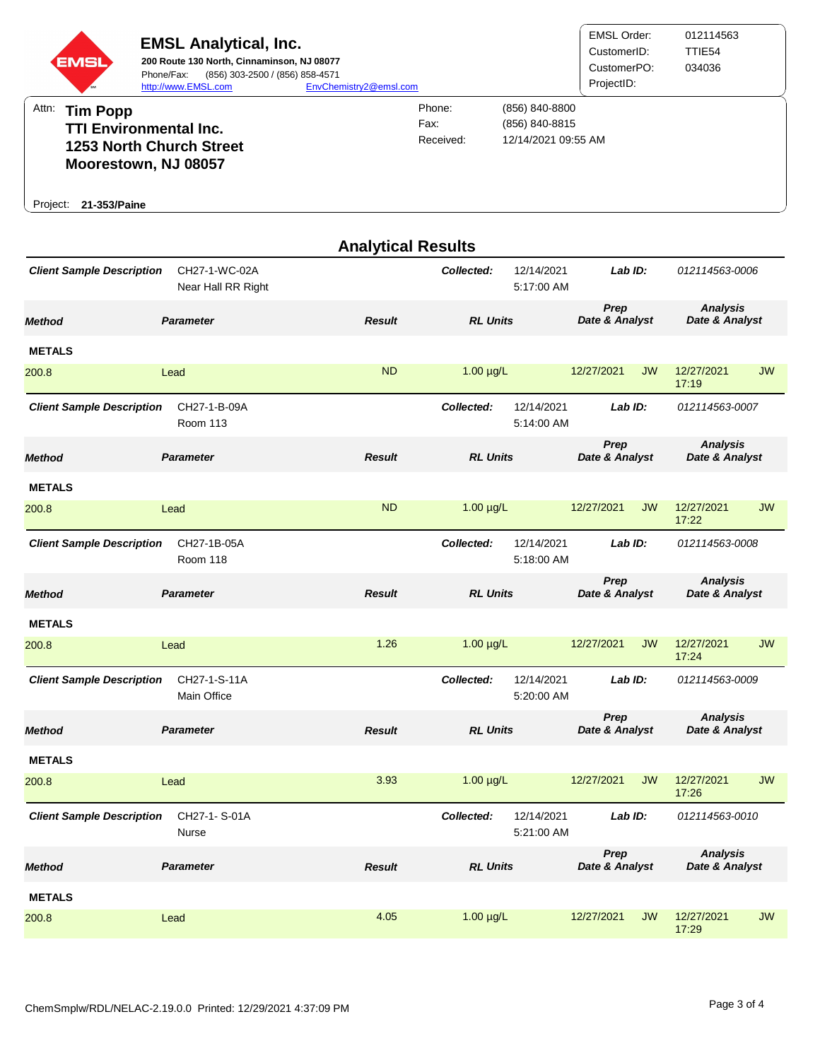**EMSL Analytical, Inc.**
**200 Route 130 North, Cinnaminson, NJ 08077**
Phone/Fax: (856) 303-2500 / (856) 858-4571
http://www.EMSL.com EnvChemistry2@emsl.com

| | |
|---|---|
| EMSL Order: | 012114563 |
| CustomerID: | TTIE54 |
| CustomerPO: | 034036 |
| ProjectID: | |

Attn: **Tim Popp**
**TTI Environmental Inc.**
**1253 North Church Street**
**Moorestown, NJ 08057**

Phone: (856) 840-8800
Fax: (856) 840-8815
Received: 12/14/2021 09:55 AM

Project: **21-353/Paine**

## Analytical Results

**Client Sample Description** CH27-1-WC-02A Near Hall RR Right — **Collected:** 12/14/2021 5:17:00 AM — **Lab ID:** 012114563-0006

| Method | Parameter | Result | RL Units | Prep Date & Analyst | | Analysis Date & Analyst | |
|---|---|---|---|---|---|---|---|
| **METALS** | | | | | | | |
| 200.8 | Lead | ND | 1.00 µg/L | 12/27/2021 | JW | 12/27/2021 17:19 | JW |

**Client Sample Description** CH27-1-B-09A Room 113 — **Collected:** 12/14/2021 5:14:00 AM — **Lab ID:** 012114563-0007

| Method | Parameter | Result | RL Units | Prep Date & Analyst | | Analysis Date & Analyst | |
|---|---|---|---|---|---|---|---|
| **METALS** | | | | | | | |
| 200.8 | Lead | ND | 1.00 µg/L | 12/27/2021 | JW | 12/27/2021 17:22 | JW |

**Client Sample Description** CH27-1B-05A Room 118 — **Collected:** 12/14/2021 5:18:00 AM — **Lab ID:** 012114563-0008

| Method | Parameter | Result | RL Units | Prep Date & Analyst | | Analysis Date & Analyst | |
|---|---|---|---|---|---|---|---|
| **METALS** | | | | | | | |
| 200.8 | Lead | 1.26 | 1.00 µg/L | 12/27/2021 | JW | 12/27/2021 17:24 | JW |

**Client Sample Description** CH27-1-S-11A Main Office — **Collected:** 12/14/2021 5:20:00 AM — **Lab ID:** 012114563-0009

| Method | Parameter | Result | RL Units | Prep Date & Analyst | | Analysis Date & Analyst | |
|---|---|---|---|---|---|---|---|
| **METALS** | | | | | | | |
| 200.8 | Lead | 3.93 | 1.00 µg/L | 12/27/2021 | JW | 12/27/2021 17:26 | JW |

**Client Sample Description** CH27-1- S-01A Nurse — **Collected:** 12/14/2021 5:21:00 AM — **Lab ID:** 012114563-0010

| Method | Parameter | Result | RL Units | Prep Date & Analyst | | Analysis Date & Analyst | |
|---|---|---|---|---|---|---|---|
| **METALS** | | | | | | | |
| 200.8 | Lead | 4.05 | 1.00 µg/L | 12/27/2021 | JW | 12/27/2021 17:29 | JW |

ChemSmplw/RDL/NELAC-2.19.0.0 Printed: 12/29/2021 4:37:09 PM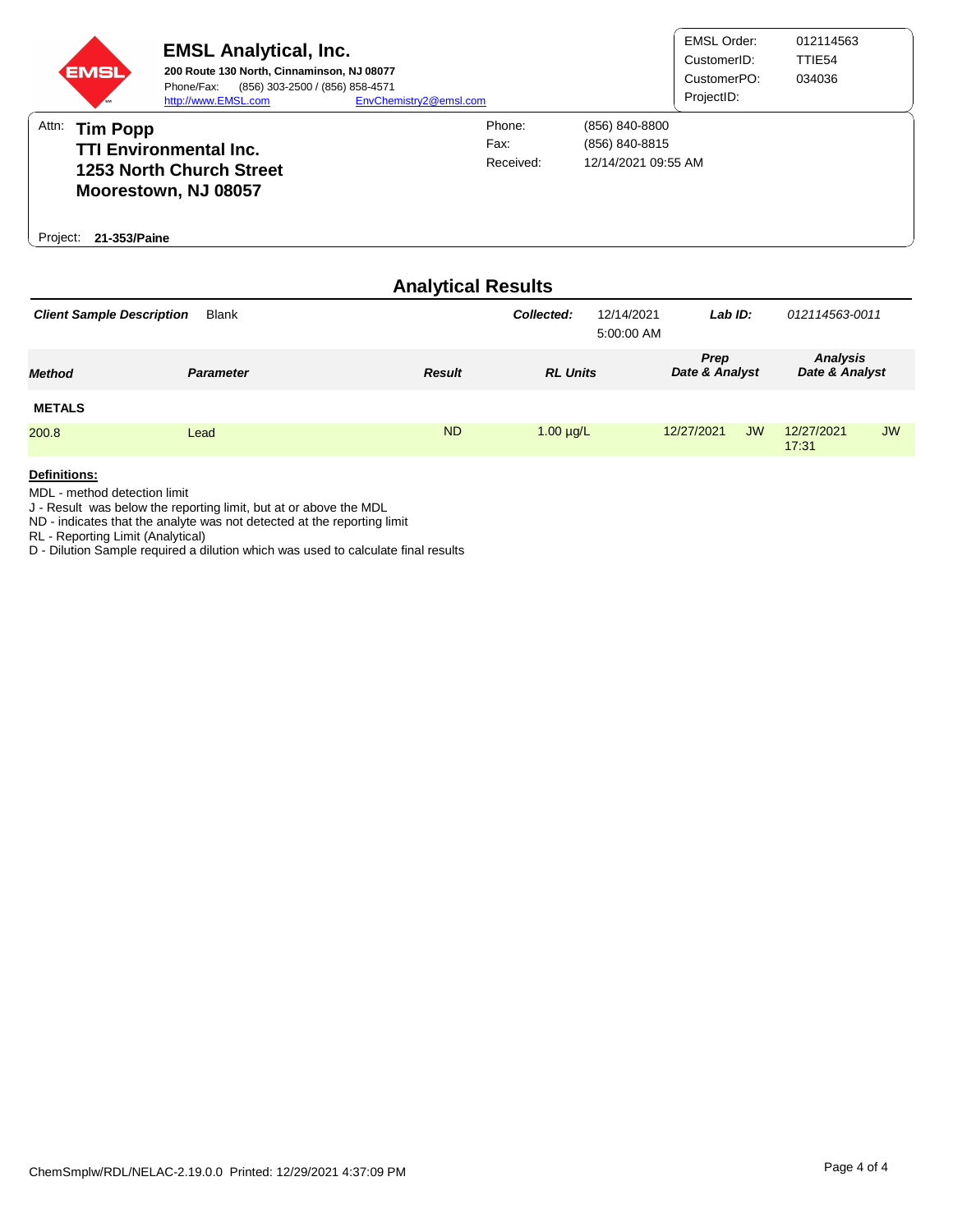**EMSL Analytical, Inc.**
**200 Route 130 North, Cinnaminson, NJ 08077**
Phone/Fax: (856) 303-2500 / (856) 858-4571
http://www.EMSL.com EnvChemistry2@emsl.com

| | |
|---|---|
| EMSL Order: | 012114563 |
| CustomerID: | TTIE54 |
| CustomerPO: | 034036 |
| ProjectID: | |

Attn: **Tim Popp**
**TTI Environmental Inc.**
**1253 North Church Street**
**Moorestown, NJ 08057**

| | |
|---|---|
| Phone: | (856) 840-8800 |
| Fax: | (856) 840-8815 |
| Received: | 12/14/2021 09:55 AM |

Project: **21-353/Paine**

## Analytical Results

***Client Sample Description*** Blank ***Collected:*** 12/14/2021 5:00:00 AM ***Lab ID:*** *012114563-0011*

| *Method* | *Parameter* | *Result* | *RL Units* | *Prep Date & Analyst* | | *Analysis Date & Analyst* | |
|---|---|---|---|---|---|---|---|
| **METALS** | | | | | | | |
| 200.8 | Lead | ND | 1.00 µg/L | 12/27/2021 | JW | 12/27/2021 17:31 | JW |

**Definitions:**

MDL - method detection limit
J - Result was below the reporting limit, but at or above the MDL
ND - indicates that the analyte was not detected at the reporting limit
RL - Reporting Limit (Analytical)
D - Dilution Sample required a dilution which was used to calculate final results

ChemSmplw/RDL/NELAC-2.19.0.0 Printed: 12/29/2021 4:37:09 PM